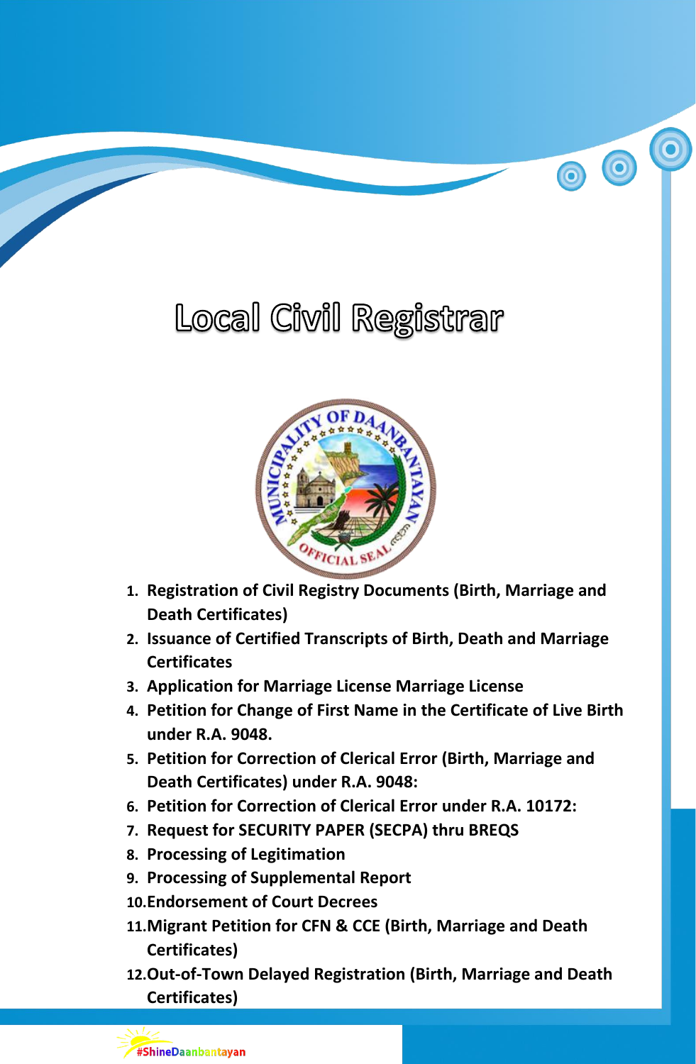# Local Civil Registrar

1. **Registration of Civil Registry Documents (Birth, Marriage and Death Certificates)**
2. **Issuance of Certified Transcripts of Birth, Death and Marriage Certificates**
3. **Application for Marriage License Marriage License**
4. **Petition for Change of First Name in the Certificate of Live Birth under R.A. 9048.**
5. **Petition for Correction of Clerical Error (Birth, Marriage and Death Certificates) under R.A. 9048:**
6. **Petition for Correction of Clerical Error under R.A. 10172:**
7. **Request for SECURITY PAPER (SECPA) thru BREQS**
8. **Processing of Legitimation**
9. **Processing of Supplemental Report**
10. **Endorsement of Court Decrees**
11. **Migrant Petition for CFN & CCE (Birth, Marriage and Death Certificates)**
12. **Out-of-Town Delayed Registration (Birth, Marriage and Death Certificates)**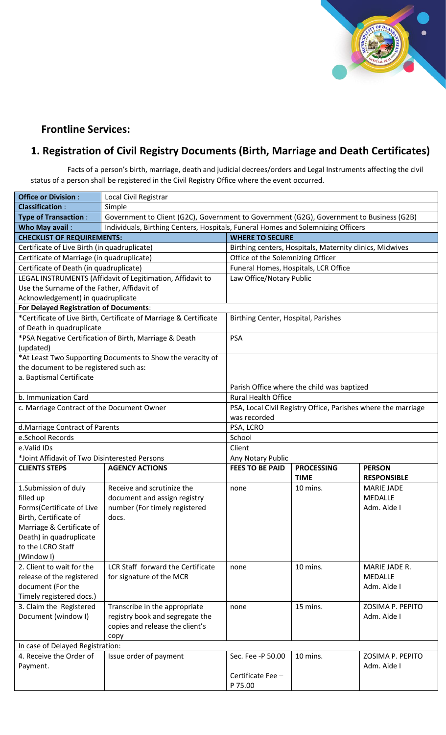## Frontline Services:

# 1. Registration of Civil Registry Documents (Birth, Marriage and Death Certificates)

Facts of a person's birth, marriage, death and judicial decrees/orders and Legal Instruments affecting the civil status of a person shall be registered in the Civil Registry Office where the event occurred.

| **Office or Division** : | Local Civil Registrar | | | |
|---|---|---|---|---|
| **Classification** : | Simple | | | |
| **Type of Transaction** : | Government to Client (G2C), Government to Government (G2G), Government to Business (G2B) | | | |
| **Who May avail** : | Individuals, Birthing Centers, Hospitals, Funeral Homes and Solemnizing Officers | | | |
| **CHECKLIST OF REQUIREMENTS:** | | **WHERE TO SECURE** | | |
| Certificate of Live Birth (in quadruplicate) | | Birthing centers, Hospitals, Maternity clinics, Midwives | | |
| Certificate of Marriage (in quadruplicate) | | Office of the Solemnizing Officer | | |
| Certificate of Death (in quadruplicate) | | Funeral Homes, Hospitals, LCR Office | | |
| LEGAL INSTRUMENTS (Affidavit of Legitimation, Affidavit to Use the Surname of the Father, Affidavit of Acknowledgement) in quadruplicate | | Law Office/Notary Public | | |
| **For Delayed Registration of Documents**: | | | | |
| *Certificate of Live Birth, Certificate of Marriage & Certificate of Death in quadruplicate | | Birthing Center, Hospital, Parishes | | |
| *PSA Negative Certification of Birth, Marriage & Death (updated) | | PSA | | |
| *At Least Two Supporting Documents to Show the veracity of the document to be registered such as:<br>a. Baptismal Certificate | | Parish Office where the child was baptized | | |
| b. Immunization Card | | Rural Health Office | | |
| c. Marriage Contract of the Document Owner | | PSA, Local Civil Registry Office, Parishes where the marriage was recorded | | |
| d.Marriage Contract of Parents | | PSA, LCRO | | |
| e.School Records | | School | | |
| e.Valid IDs | | Client | | |
| *Joint Affidavit of Two Disinterested Persons | | Any Notary Public | | |
| **CLIENTS STEPS** | **AGENCY ACTIONS** | **FEES TO BE PAID** | **PROCESSING TIME** | **PERSON RESPONSIBLE** |
| 1.Submission of duly filled up Forms(Certificate of Live Birth, Certificate of Marriage & Certificate of Death) in quadruplicate to the LCRO Staff (Window I) | Receive and scrutinize the document and assign registry number (For timely registered docs. | none | 10 mins. | MARIE JADE MEDALLE<br>Adm. Aide I |
| 2. Client to wait for the release of the registered document (For the Timely registered docs.) | LCR Staff forward the Certificate for signature of the MCR | none | 10 mins. | MARIE JADE R. MEDALLE<br>Adm. Aide I |
| 3. Claim the Registered Document (window I) | Transcribe in the appropriate registry book and segregate the copies and release the client's copy | none | 15 mins. | ZOSIMA P. PEPITO<br>Adm. Aide I |
| In case of Delayed Registration: | | | | |
| 4. Receive the Order of Payment. | Issue order of payment | Sec. Fee -P 50.00<br><br>Certificate Fee – P 75.00 | 10 mins. | ZOSIMA P. PEPITO<br>Adm. Aide I |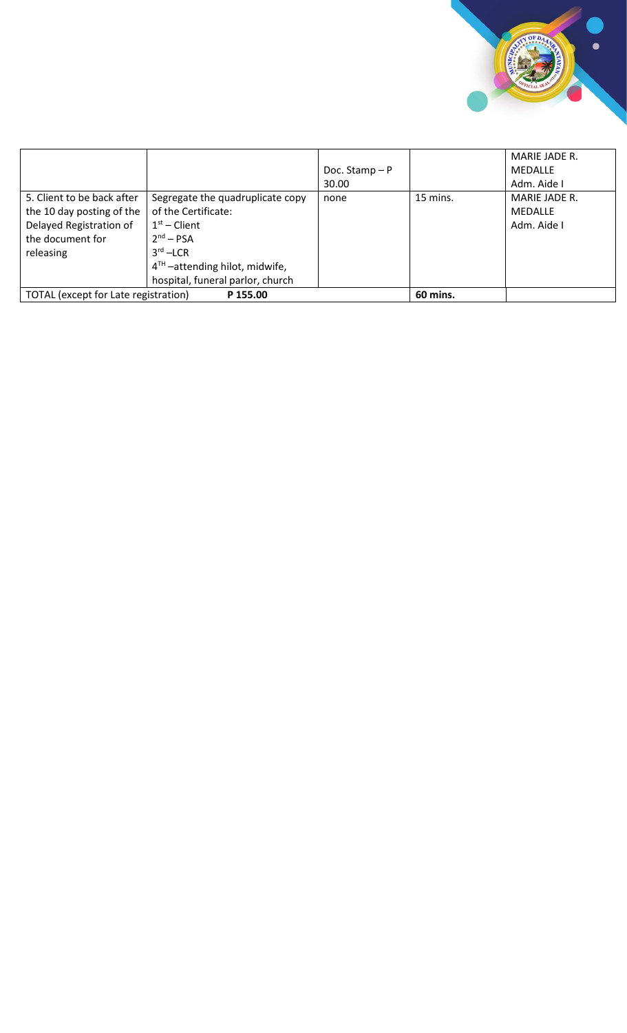| | | | | |
|---|---|---|---|---|
| | | Doc. Stamp – P 30.00 | | MARIE JADE R. MEDALLE Adm. Aide I |
| 5. Client to be back after the 10 day posting of the Delayed Registration of the document for releasing | Segregate the quadruplicate copy of the Certificate:<br>1st – Client<br>2nd – PSA<br>3rd –LCR<br>4TH –attending hilot, midwife, hospital, funeral parlor, church | none | 15 mins. | MARIE JADE R. MEDALLE Adm. Aide I |
| TOTAL (except for Late registration) | **P 155.00** | | **60 mins.** | |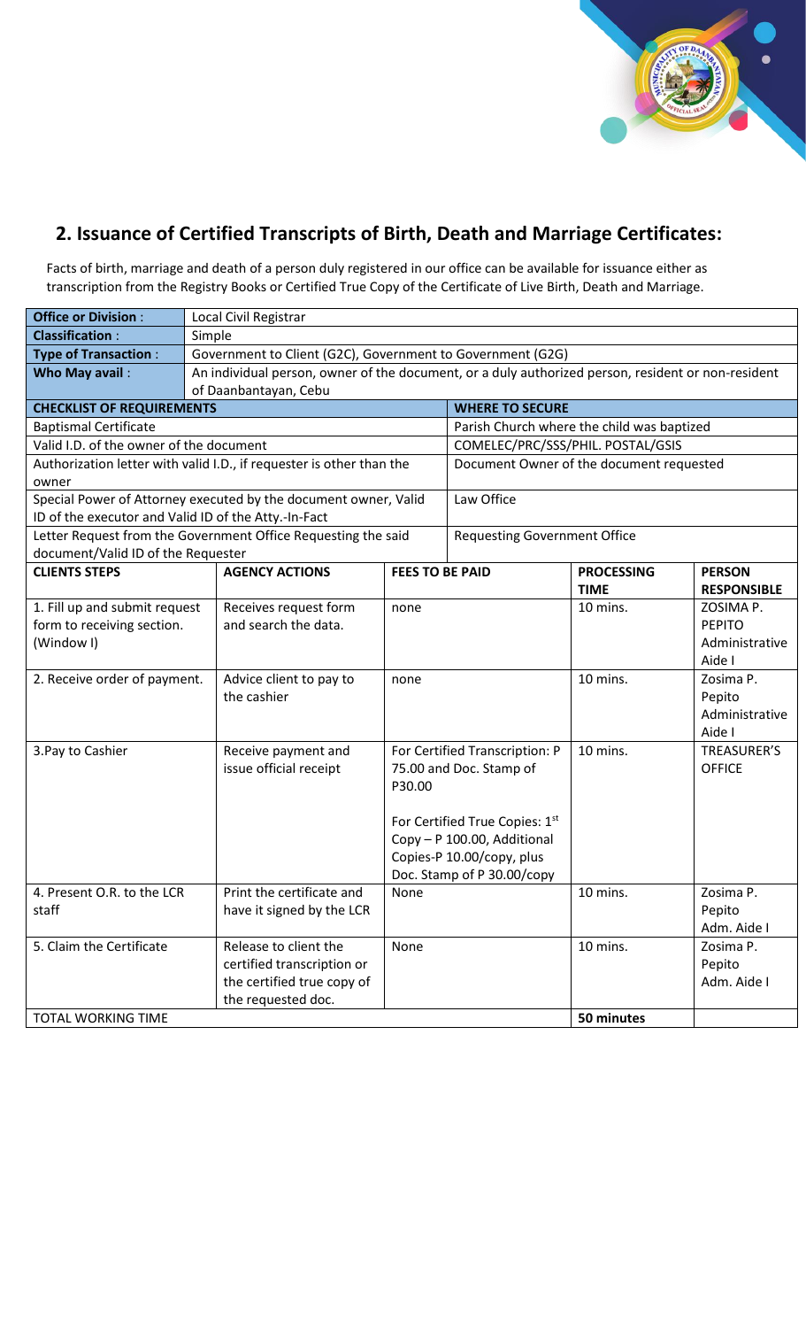## 2. Issuance of Certified Transcripts of Birth, Death and Marriage Certificates:

Facts of birth, marriage and death of a person duly registered in our office can be available for issuance either as transcription from the Registry Books or Certified True Copy of the Certificate of Live Birth, Death and Marriage.

| **Office or Division** : | Local Civil Registrar | | | |
|---|---|---|---|---|
| **Classification** : | Simple | | | |
| **Type of Transaction** : | Government to Client (G2C), Government to Government (G2G) | | | |
| **Who May avail** : | An individual person, owner of the document, or a duly authorized person, resident or non-resident of Daanbantayan, Cebu | | | |
| **CHECKLIST OF REQUIREMENTS** | | | **WHERE TO SECURE** | |
| Baptismal Certificate | | | Parish Church where the child was baptized | |
| Valid I.D. of the owner of the document | | | COMELEC/PRC/SSS/PHIL. POSTAL/GSIS | |
| Authorization letter with valid I.D., if requester is other than the owner | | | Document Owner of the document requested | |
| Special Power of Attorney executed by the document owner, Valid ID of the executor and Valid ID of the Atty.-In-Fact | | | Law Office | |
| Letter Request from the Government Office Requesting the said document/Valid ID of the Requester | | | Requesting Government Office | |

| **CLIENTS STEPS** | **AGENCY ACTIONS** | **FEES TO BE PAID** | **PROCESSING TIME** | **PERSON RESPONSIBLE** |
|---|---|---|---|---|
| 1. Fill up and submit request form to receiving section. (Window I) | Receives request form and search the data. | none | 10 mins. | ZOSIMA P. PEPITO Administrative Aide I |
| 2. Receive order of payment. | Advice client to pay to the cashier | none | 10 mins. | Zosima P. Pepito Administrative Aide I |
| 3.Pay to Cashier | Receive payment and issue official receipt | For Certified Transcription: P 75.00 and Doc. Stamp of P30.00<br><br>For Certified True Copies: 1st Copy – P 100.00, Additional Copies-P 10.00/copy, plus Doc. Stamp of P 30.00/copy | 10 mins. | TREASURER'S OFFICE |
| 4. Present O.R. to the LCR staff | Print the certificate and have it signed by the LCR | None | 10 mins. | Zosima P. Pepito Adm. Aide I |
| 5. Claim the Certificate | Release to client the certified transcription or the certified true copy of the requested doc. | None | 10 mins. | Zosima P. Pepito Adm. Aide I |
| TOTAL WORKING TIME | | | **50 minutes** | |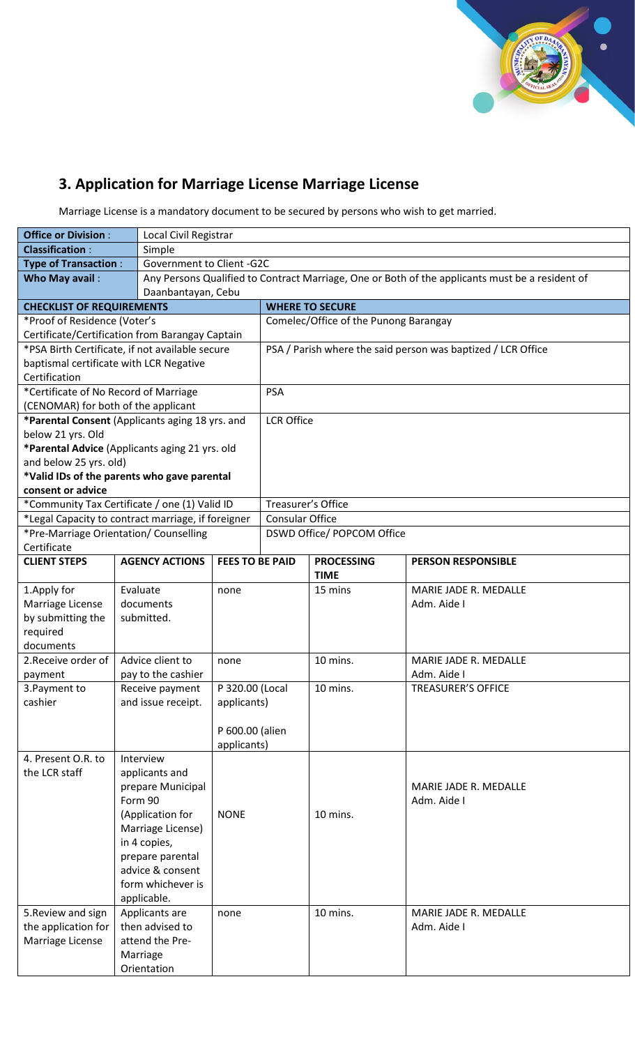## 3. Application for Marriage License Marriage License

Marriage License is a mandatory document to be secured by persons who wish to get married.

| **Office or Division :** | Local Civil Registrar | | | |
|---|---|---|---|---|
| **Classification :** | Simple | | | |
| **Type of Transaction :** | Government to Client -G2C | | | |
| **Who May avail :** | Any Persons Qualified to Contract Marriage, One or Both of the applicants must be a resident of Daanbantayan, Cebu | | | |

| **CHECKLIST OF REQUIREMENTS** | **WHERE TO SECURE** |
|---|---|
| *Proof of Residence (Voter's Certificate/Certification from Barangay Captain | Comelec/Office of the Punong Barangay |
| *PSA Birth Certificate, if not available secure baptismal certificate with LCR Negative Certification | PSA / Parish where the said person was baptized / LCR Office |
| *Certificate of No Record of Marriage (CENOMAR) for both of the applicant | PSA |
| ***Parental Consent** (Applicants aging 18 yrs. and below 21 yrs. Old<br>***Parental Advice** (Applicants aging 21 yrs. old and below 25 yrs. old)<br>***Valid IDs of the parents who gave parental consent or advice** | LCR Office |
| *Community Tax Certificate / one (1) Valid ID | Treasurer's Office |
| *Legal Capacity to contract marriage, if foreigner | Consular Office |
| *Pre-Marriage Orientation/ Counselling Certificate | DSWD Office/ POPCOM Office |

| **CLIENT STEPS** | **AGENCY ACTIONS** | **FEES TO BE PAID** | **PROCESSING TIME** | **PERSON RESPONSIBLE** |
|---|---|---|---|---|
| 1.Apply for Marriage License by submitting the required documents | Evaluate documents submitted. | none | 15 mins | MARIE JADE R. MEDALLE<br>Adm. Aide I |
| 2.Receive order of payment | Advice client to pay to the cashier | none | 10 mins. | MARIE JADE R. MEDALLE<br>Adm. Aide I |
| 3.Payment to cashier | Receive payment and issue receipt. | P 320.00 (Local applicants)<br><br>P 600.00 (alien applicants) | 10 mins. | TREASURER'S OFFICE |
| 4. Present O.R. to the LCR staff | Interview applicants and prepare Municipal Form 90 (Application for Marriage License) in 4 copies, prepare parental advice & consent form whichever is applicable. | NONE | 10 mins. | MARIE JADE R. MEDALLE<br>Adm. Aide I |
| 5.Review and sign the application for Marriage License | Applicants are then advised to attend the Pre-Marriage Orientation | none | 10 mins. | MARIE JADE R. MEDALLE<br>Adm. Aide I |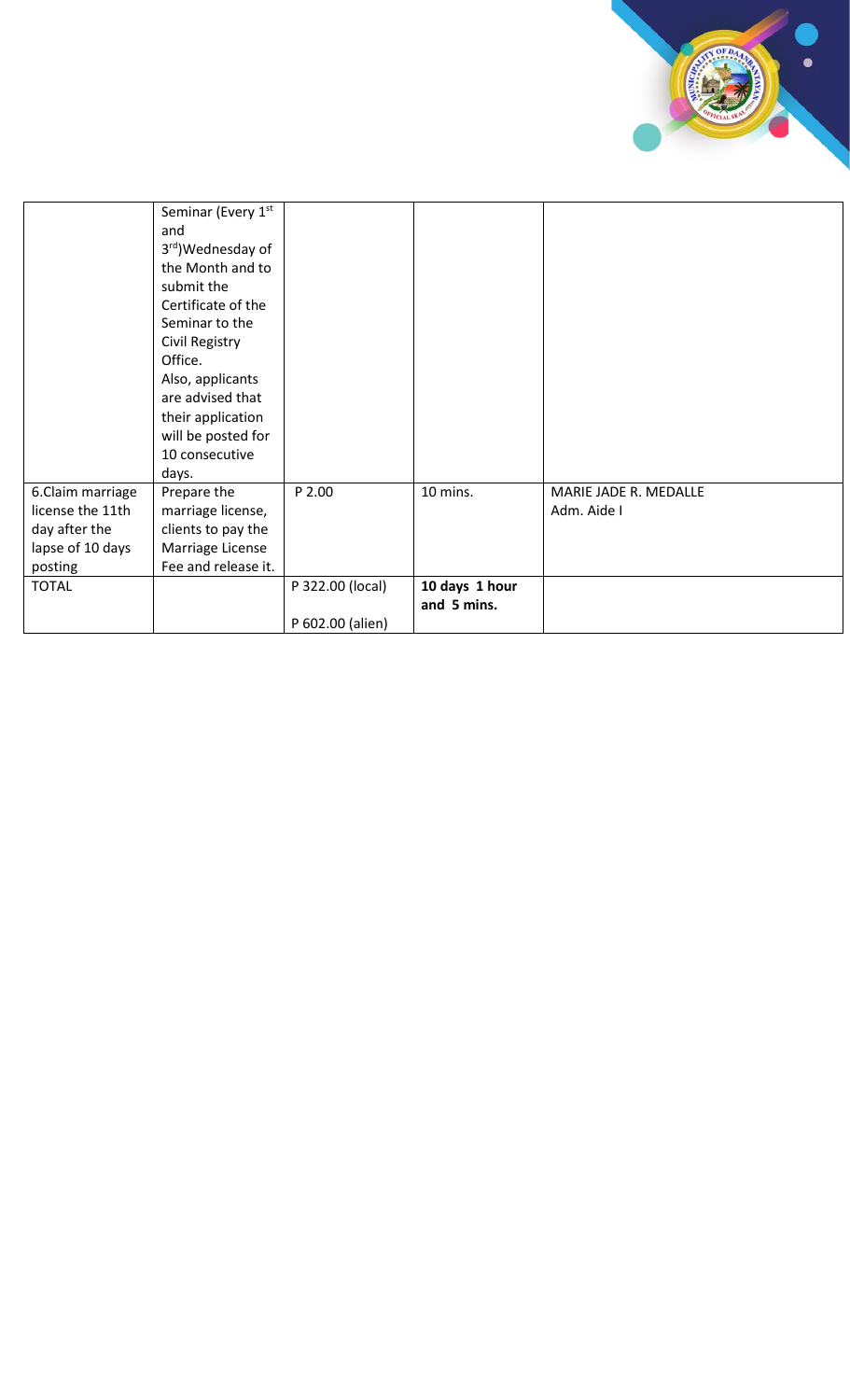|  |  |  |  |  |
|---|---|---|---|---|
|  | Seminar (Every 1st and 3rd)Wednesday of the Month and to submit the Certificate of the Seminar to the Civil Registry Office. Also, applicants are advised that their application will be posted for 10 consecutive days. |  |  |  |
| 6.Claim marriage license the 11th day after the lapse of 10 days posting | Prepare the marriage license, clients to pay the Marriage License Fee and release it. | P 2.00 | 10 mins. | MARIE JADE R. MEDALLE<br>Adm. Aide I |
| TOTAL |  | P 322.00 (local)<br><br>P 602.00 (alien) | **10 days 1 hour and 5 mins.** |  |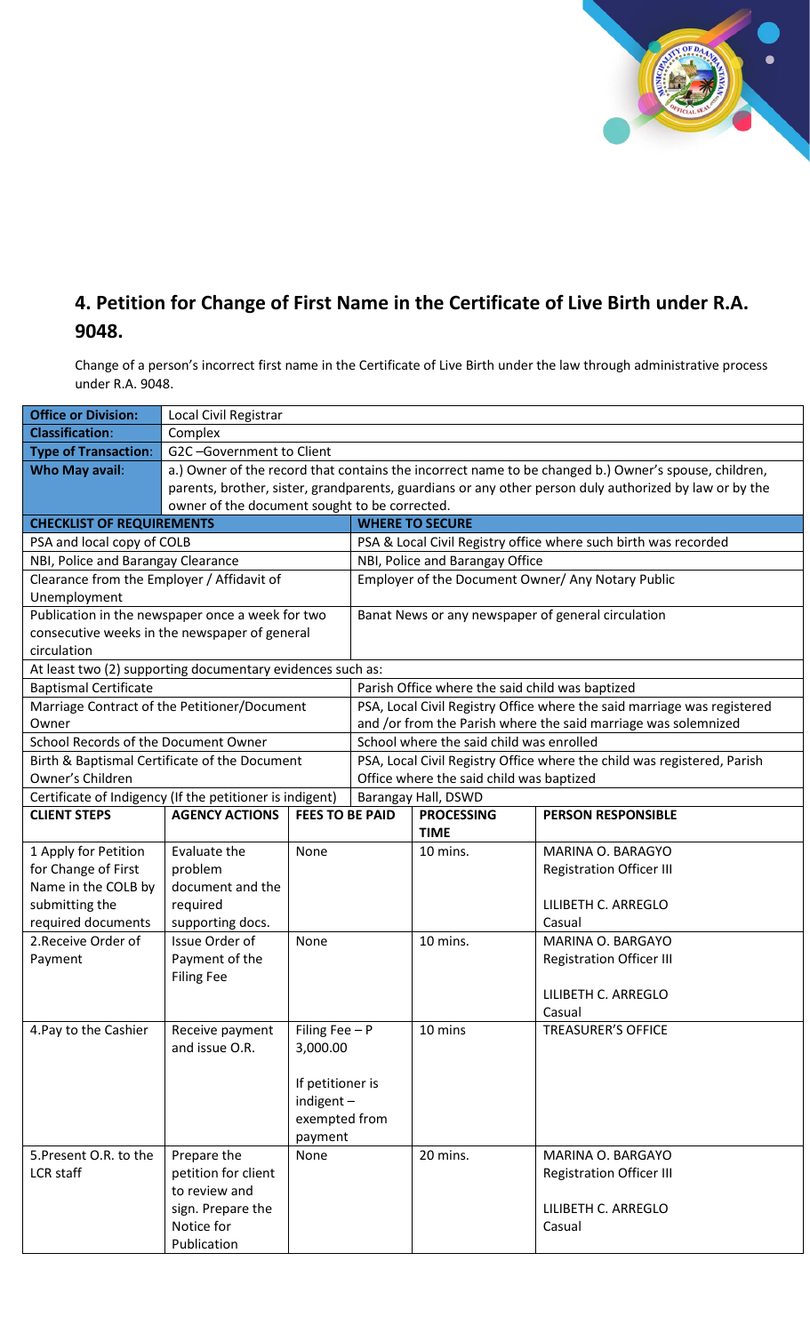## 4. Petition for Change of First Name in the Certificate of Live Birth under R.A. 9048.

Change of a person's incorrect first name in the Certificate of Live Birth under the law through administrative process under R.A. 9048.

| **Office or Division:** | Local Civil Registrar | | | |
|---|---|---|---|---|
| **Classification:** | Complex | | | |
| **Type of Transaction:** | G2C –Government to Client | | | |
| **Who May avail:** | a.) Owner of the record that contains the incorrect name to be changed b.) Owner's spouse, children, parents, brother, sister, grandparents, guardians or any other person duly authorized by law or by the owner of the document sought to be corrected. | | | |
| **CHECKLIST OF REQUIREMENTS** | | | **WHERE TO SECURE** | |
| PSA and local copy of COLB | | | PSA & Local Civil Registry office where such birth was recorded | |
| NBI, Police and Barangay Clearance | | | NBI, Police and Barangay Office | |
| Clearance from the Employer / Affidavit of Unemployment | | | Employer of the Document Owner/ Any Notary Public | |
| Publication in the newspaper once a week for two consecutive weeks in the newspaper of general circulation | | | Banat News or any newspaper of general circulation | |
| At least two (2) supporting documentary evidences such as: | | | | |
| Baptismal Certificate | | | Parish Office where the said child was baptized | |
| Marriage Contract of the Petitioner/Document Owner | | | PSA, Local Civil Registry Office where the said marriage was registered and /or from the Parish where the said marriage was solemnized | |
| School Records of the Document Owner | | | School where the said child was enrolled | |
| Birth & Baptismal Certificate of the Document Owner's Children | | | PSA, Local Civil Registry Office where the child was registered, Parish Office where the said child was baptized | |
| Certificate of Indigency (If the petitioner is indigent) | | | Barangay Hall, DSWD | |
| **CLIENT STEPS** | **AGENCY ACTIONS** | **FEES TO BE PAID** | **PROCESSING TIME** | **PERSON RESPONSIBLE** |
| 1 Apply for Petition for Change of First Name in the COLB by submitting the required documents | Evaluate the problem document and the required supporting docs. | None | 10 mins. | MARINA O. BARAGYO<br>Registration Officer III<br><br>LILIBETH C. ARREGLO<br>Casual |
| 2.Receive Order of Payment | Issue Order of Payment of the Filing Fee | None | 10 mins. | MARINA O. BARGAYO<br>Registration Officer III<br><br>LILIBETH C. ARREGLO<br>Casual |
| 4.Pay to the Cashier | Receive payment and issue O.R. | Filing Fee – P 3,000.00<br><br>If petitioner is indigent – exempted from payment | 10 mins | TREASURER'S OFFICE |
| 5.Present O.R. to the LCR staff | Prepare the petition for client to review and sign. Prepare the Notice for Publication | None | 20 mins. | MARINA O. BARGAYO<br>Registration Officer III<br><br>LILIBETH C. ARREGLO<br>Casual |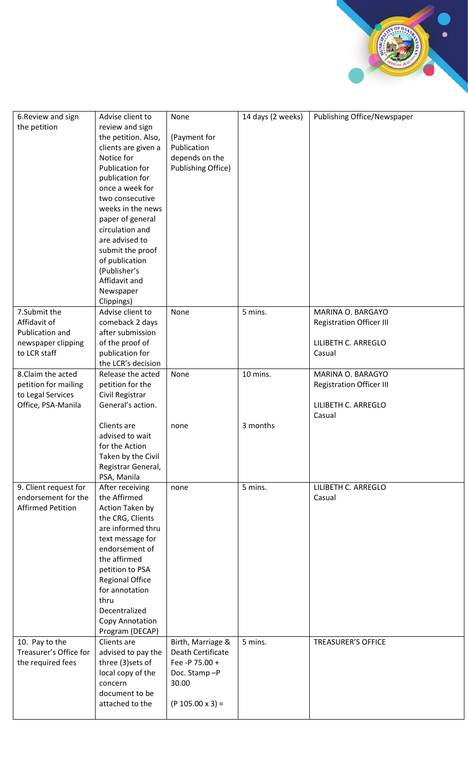| | | | | |
|---|---|---|---|---|
| 6.Review and sign the petition | Advise client to review and sign the petition. Also, clients are given a Notice for Publication for publication for once a week for two consecutive weeks in the news paper of general circulation and are advised to submit the proof of publication (Publisher's Affidavit and Newspaper Clippings) | None<br><br>(Payment for Publication depends on the Publishing Office) | 14 days (2 weeks) | Publishing Office/Newspaper |
| 7.Submit the Affidavit of Publication and newspaper clipping to LCR staff | Advise client to comeback 2 days after submission of the proof of publication for the LCR's decision | None | 5 mins. | MARINA O. BARGAYO<br>Registration Officer III<br><br>LILIBETH C. ARREGLO<br>Casual |
| 8.Claim the acted petition for mailing to Legal Services Office, PSA-Manila | Release the acted petition for the Civil Registrar General's action. | None | 10 mins. | MARINA O. BARAGYO<br>Registration Officer III<br><br>LILIBETH C. ARREGLO<br>Casual |
| | Clients are advised to wait for the Action Taken by the Civil Registrar General, PSA, Manila | none | 3 months | |
| 9. Client request for endorsement for the Affirmed Petition | After receiving the Affirmed Action Taken by the CRG, Clients are informed thru text message for endorsement of the affirmed petition to PSA Regional Office for annotation thru Decentralized Copy Annotation Program (DECAP) | none | 5 mins. | LILIBETH C. ARREGLO<br>Casual |
| 10. Pay to the Treasurer's Office for the required fees | Clients are advised to pay the three (3)sets of local copy of the concern document to be attached to the | Birth, Marriage & Death Certificate Fee -P 75.00 + Doc. Stamp –P 30.00<br><br>(P 105.00 x 3) = | 5 mins. | TREASURER'S OFFICE |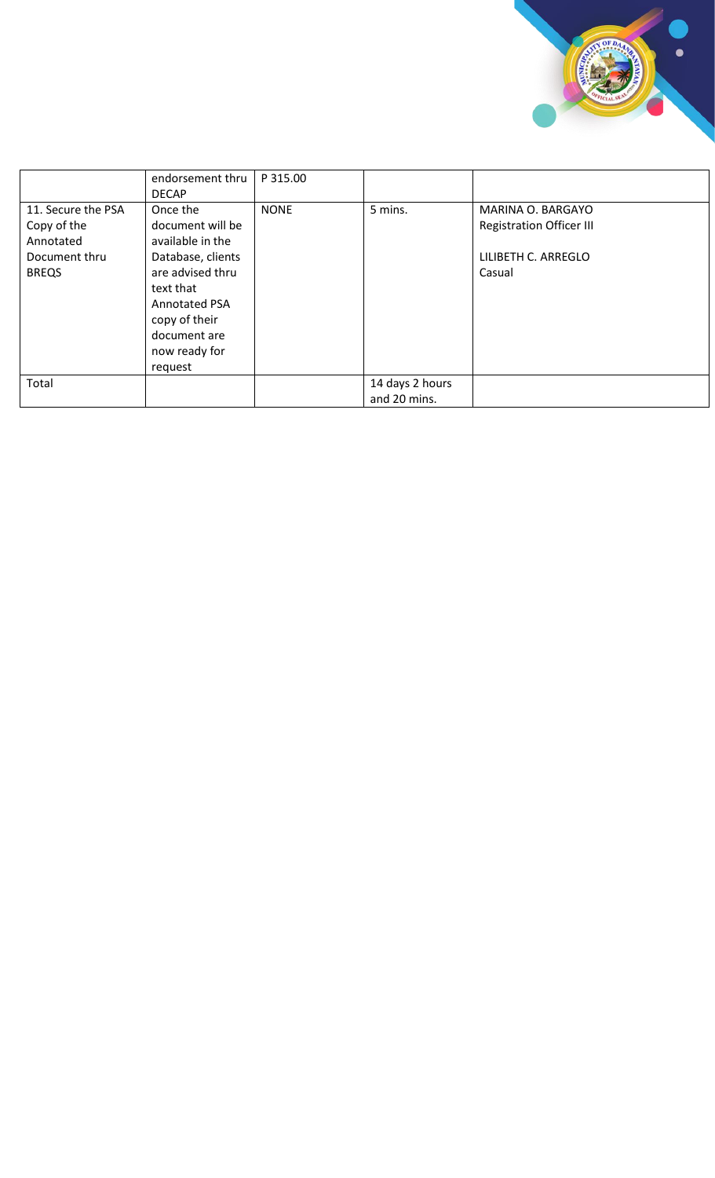| | | | | |
|---|---|---|---|---|
| | endorsement thru DECAP | P 315.00 | | |
| 11. Secure the PSA Copy of the Annotated Document thru BREQS | Once the document will be available in the Database, clients are advised thru text that Annotated PSA copy of their document are now ready for request | NONE | 5 mins. | MARINA O. BARGAYO<br>Registration Officer III<br><br>LILIBETH C. ARREGLO<br>Casual |
| Total | | | 14 days 2 hours and 20 mins. | |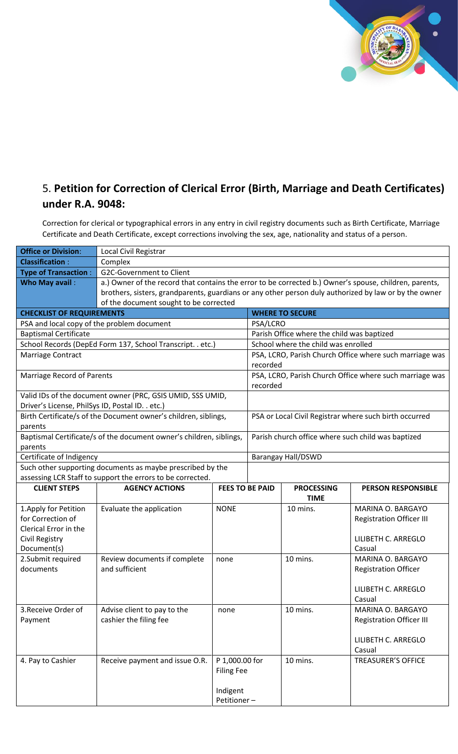## 5. **Petition for Correction of Clerical Error (Birth, Marriage and Death Certificates) under R.A. 9048:**

Correction for clerical or typographical errors in any entry in civil registry documents such as Birth Certificate, Marriage Certificate and Death Certificate, except corrections involving the sex, age, nationality and status of a person.

| **Office or Division**: | Local Civil Registrar |
|---|---|
| **Classification** : | Complex |
| **Type of Transaction** : | G2C-Government to Client |
| **Who May avail** : | a.) Owner of the record that contains the error to be corrected b.) Owner's spouse, children, parents, brothers, sisters, grandparents, guardians or any other person duly authorized by law or by the owner of the document sought to be corrected |

| **CHECKLIST OF REQUIREMENTS** | **WHERE TO SECURE** |
|---|---|
| PSA and local copy of the problem document | PSA/LCRO |
| Baptismal Certificate | Parish Office where the child was baptized |
| School Records (DepEd Form 137, School Transcript. . etc.) | School where the child was enrolled |
| Marriage Contract | PSA, LCRO, Parish Church Office where such marriage was recorded |
| Marriage Record of Parents | PSA, LCRO, Parish Church Office where such marriage was recorded |
| Valid IDs of the document owner (PRC, GSIS UMID, SSS UMID, Driver's License, PhilSys ID, Postal ID. . etc.) | |
| Birth Certificate/s of the Document owner's children, siblings, parents | PSA or Local Civil Registrar where such birth occurred |
| Baptismal Certificate/s of the document owner's children, siblings, parents | Parish church office where such child was baptized |
| Certificate of Indigency | Barangay Hall/DSWD |
| Such other supporting documents as maybe prescribed by the assessing LCR Staff to support the errors to be corrected. | |

| **CLIENT STEPS** | **AGENCY ACTIONS** | **FEES TO BE PAID** | **PROCESSING TIME** | **PERSON RESPONSIBLE** |
|---|---|---|---|---|
| 1.Apply for Petition for Correction of Clerical Error in the Civil Registry Document(s) | Evaluate the application | NONE | 10 mins. | MARINA O. BARGAYO<br>Registration Officer III<br><br>LILIBETH C. ARREGLO<br>Casual |
| 2.Submit required documents | Review documents if complete and sufficient | none | 10 mins. | MARINA O. BARGAYO<br>Registration Officer<br><br>LILIBETH C. ARREGLO<br>Casual |
| 3.Receive Order of Payment | Advise client to pay to the cashier the filing fee | none | 10 mins. | MARINA O. BARGAYO<br>Registration Officer III<br><br>LILIBETH C. ARREGLO<br>Casual |
| 4. Pay to Cashier | Receive payment and issue O.R. | P 1,000.00 for Filing Fee<br><br>Indigent Petitioner – | 10 mins. | TREASURER'S OFFICE |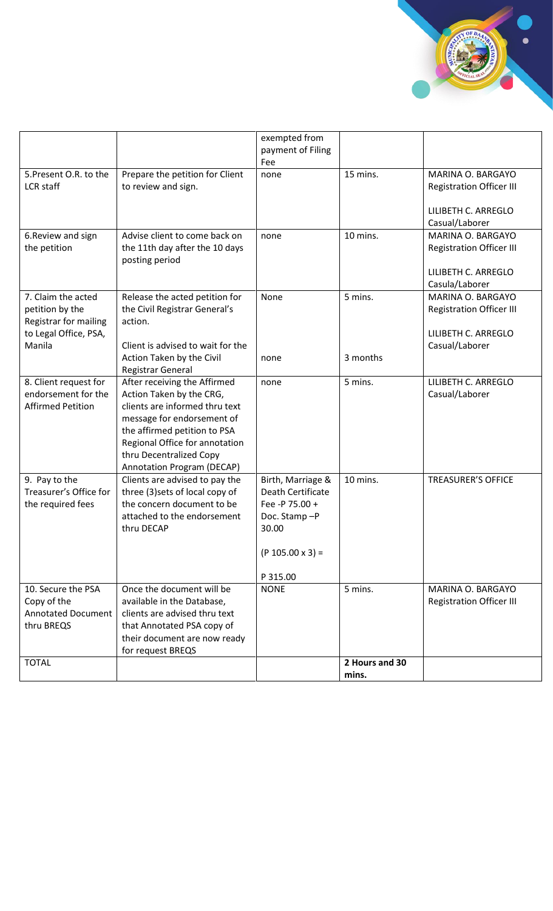| | | exempted from payment of Filing Fee | | |
|---|---|---|---|---|
| 5.Present O.R. to the LCR staff | Prepare the petition for Client to review and sign. | none | 15 mins. | MARINA O. BARGAYO Registration Officer III<br><br>LILIBETH C. ARREGLO Casual/Laborer |
| 6.Review and sign the petition | Advise client to come back on the 11th day after the 10 days posting period | none | 10 mins. | MARINA O. BARGAYO Registration Officer III<br><br>LILIBETH C. ARREGLO Casula/Laborer |
| 7. Claim the acted petition by the Registrar for mailing to Legal Office, PSA, Manila | Release the acted petition for the Civil Registrar General's action.<br><br>Client is advised to wait for the Action Taken by the Civil Registrar General | None<br><br>none | 5 mins.<br><br>3 months | MARINA O. BARGAYO Registration Officer III<br><br>LILIBETH C. ARREGLO Casual/Laborer |
| 8. Client request for endorsement for the Affirmed Petition | After receiving the Affirmed Action Taken by the CRG, clients are informed thru text message for endorsement of the affirmed petition to PSA Regional Office for annotation thru Decentralized Copy Annotation Program (DECAP) | none | 5 mins. | LILIBETH C. ARREGLO Casual/Laborer |
| 9. Pay to the Treasurer's Office for the required fees | Clients are advised to pay the three (3)sets of local copy of the concern document to be attached to the endorsement thru DECAP | Birth, Marriage & Death Certificate Fee -P 75.00 + Doc. Stamp –P 30.00<br><br>(P 105.00 x 3) =<br><br>P 315.00 | 10 mins. | TREASURER'S OFFICE |
| 10. Secure the PSA Copy of the Annotated Document thru BREQS | Once the document will be available in the Database, clients are advised thru text that Annotated PSA copy of their document are now ready for request BREQS | NONE | 5 mins. | MARINA O. BARGAYO Registration Officer III |
| TOTAL | | | **2 Hours and 30 mins.** | |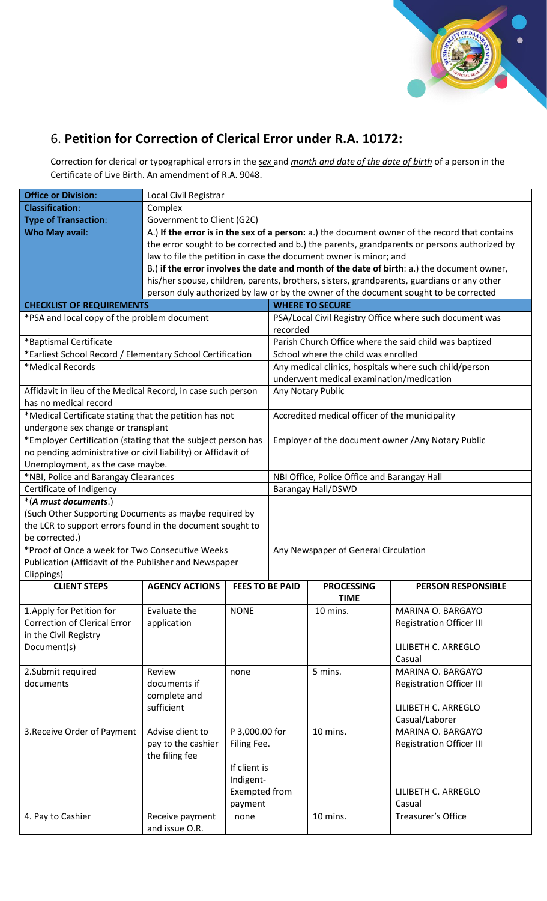## 6. **Petition for Correction of Clerical Error under R.A. 10172:**

Correction for clerical or typographical errors in the *sex* and *month and date of the date of birth* of a person in the Certificate of Live Birth. An amendment of R.A. 9048.

| | |
|---|---|
| **Office or Division:** | Local Civil Registrar |
| **Classification:** | Complex |
| **Type of Transaction:** | Government to Client (G2C) |
| **Who May avail:** | A.) **If the error is in the sex of a person:** a.) the document owner of the record that contains the error sought to be corrected and b.) the parents, grandparents or persons authorized by law to file the petition in case the document owner is minor; and<br>B.) **if the error involves the date and month of the date of birth**: a.) the document owner, his/her spouse, children, parents, brothers, sisters, grandparents, guardians or any other person duly authorized by law or by the owner of the document sought to be corrected |

| **CHECKLIST OF REQUIREMENTS** | **WHERE TO SECURE** |
|---|---|
| *PSA and local copy of the problem document | PSA/Local Civil Registry Office where such document was recorded |
| *Baptismal Certificate | Parish Church Office where the said child was baptized |
| *Earliest School Record / Elementary School Certification | School where the child was enrolled |
| *Medical Records | Any medical clinics, hospitals where such child/person underwent medical examination/medication |
| Affidavit in lieu of the Medical Record, in case such person has no medical record | Any Notary Public |
| *Medical Certificate stating that the petition has not undergone sex change or transplant | Accredited medical officer of the municipality |
| *Employer Certification (stating that the subject person has no pending administrative or civil liability) or Affidavit of Unemployment, as the case maybe. | Employer of the document owner /Any Notary Public |
| *NBI, Police and Barangay Clearances | NBI Office, Police Office and Barangay Hall |
| Certificate of Indigency | Barangay Hall/DSWD |
| *(*A must documents*.)<br>(Such Other Supporting Documents as maybe required by the LCR to support errors found in the document sought to be corrected.) | |
| *Proof of Once a week for Two Consecutive Weeks Publication (Affidavit of the Publisher and Newspaper Clippings) | Any Newspaper of General Circulation |

| **CLIENT STEPS** | **AGENCY ACTIONS** | **FEES TO BE PAID** | **PROCESSING TIME** | **PERSON RESPONSIBLE** |
|---|---|---|---|---|
| 1.Apply for Petition for Correction of Clerical Error in the Civil Registry Document(s) | Evaluate the application | NONE | 10 mins. | MARINA O. BARGAYO<br>Registration Officer III<br><br>LILIBETH C. ARREGLO<br>Casual |
| 2.Submit required documents | Review documents if complete and sufficient | none | 5 mins. | MARINA O. BARGAYO<br>Registration Officer III<br><br>LILIBETH C. ARREGLO<br>Casual/Laborer |
| 3.Receive Order of Payment | Advise client to pay to the cashier the filing fee | P 3,000.00 for Filing Fee.<br><br>If client is Indigent-Exempted from payment | 10 mins. | MARINA O. BARGAYO<br>Registration Officer III<br><br>LILIBETH C. ARREGLO<br>Casual |
| 4. Pay to Cashier | Receive payment and issue O.R. | none | 10 mins. | Treasurer's Office |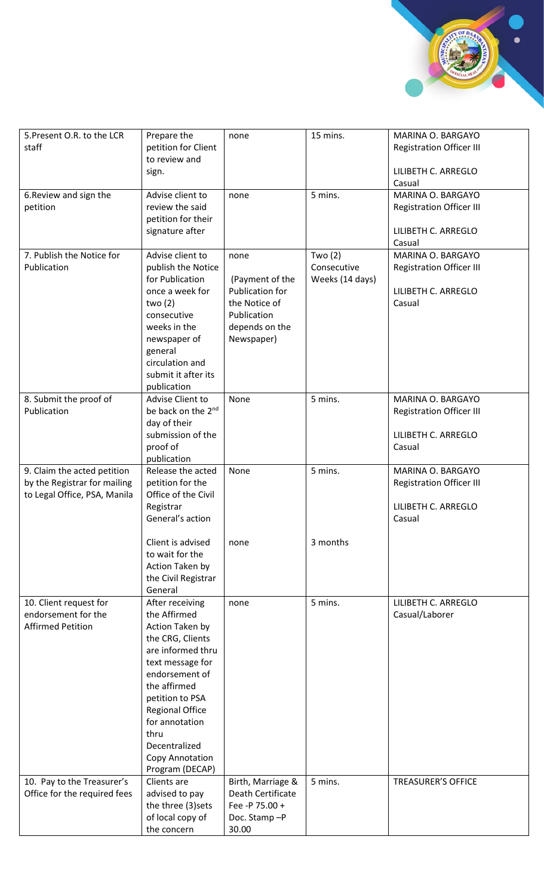| 5.Present O.R. to the LCR staff | Prepare the petition for Client to review and sign. | none | 15 mins. | MARINA O. BARGAYO Registration Officer III<br><br>LILIBETH C. ARREGLO Casual |
|---|---|---|---|---|
| 6.Review and sign the petition | Advise client to review the said petition for their signature after | none | 5 mins. | MARINA O. BARGAYO Registration Officer III<br><br>LILIBETH C. ARREGLO Casual |
| 7. Publish the Notice for Publication | Advise client to publish the Notice for Publication once a week for two (2) consecutive weeks in the newspaper of general circulation and submit it after its publication | none<br><br>(Payment of the Publication for the Notice of Publication depends on the Newspaper) | Two (2) Consecutive Weeks (14 days) | MARINA O. BARGAYO Registration Officer III<br><br>LILIBETH C. ARREGLO Casual |
| 8. Submit the proof of Publication | Advise Client to be back on the 2nd day of their submission of the proof of publication | None | 5 mins. | MARINA O. BARGAYO Registration Officer III<br><br>LILIBETH C. ARREGLO Casual |
| 9. Claim the acted petition by the Registrar for mailing to Legal Office, PSA, Manila | Release the acted petition for the Office of the Civil Registrar General's action | None | 5 mins. | MARINA O. BARGAYO Registration Officer III<br><br>LILIBETH C. ARREGLO Casual |
| | Client is advised to wait for the Action Taken by the Civil Registrar General | none | 3 months | |
| 10. Client request for endorsement for the Affirmed Petition | After receiving the Affirmed Action Taken by the CRG, Clients are informed thru text message for endorsement of the affirmed petition to PSA Regional Office for annotation thru Decentralized Copy Annotation Program (DECAP) | none | 5 mins. | LILIBETH C. ARREGLO Casual/Laborer |
| 10. Pay to the Treasurer's Office for the required fees | Clients are advised to pay the three (3)sets of local copy of the concern | Birth, Marriage & Death Certificate Fee -P 75.00 + Doc. Stamp –P 30.00 | 5 mins. | TREASURER'S OFFICE |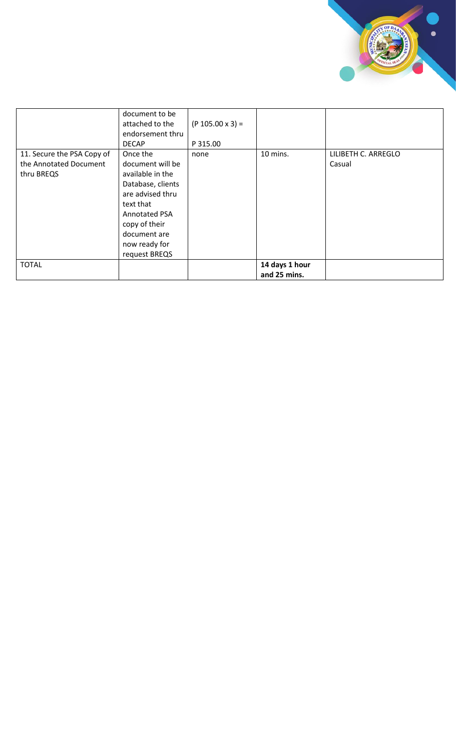| | | | | |
|---|---|---|---|---|
| | document to be attached to the endorsement thru DECAP | (P 105.00 x 3) = P 315.00 | | |
| 11. Secure the PSA Copy of the Annotated Document thru BREQS | Once the document will be available in the Database, clients are advised thru text that Annotated PSA copy of their document are now ready for request BREQS | none | 10 mins. | LILIBETH C. ARREGLO Casual |
| TOTAL | | | **14 days 1 hour and 25 mins.** | |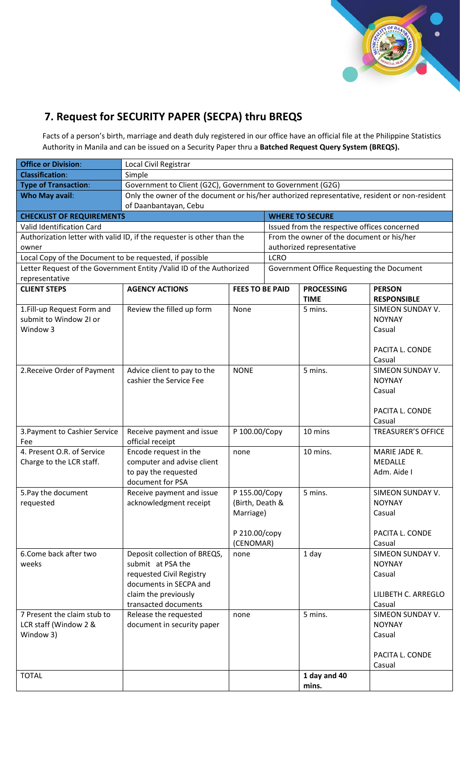## 7. Request for SECURITY PAPER (SECPA) thru BREQS

Facts of a person's birth, marriage and death duly registered in our office have an official file at the Philippine Statistics Authority in Manila and can be issued on a Security Paper thru a **Batched Request Query System (BREQS).**

| **Office or Division**: | Local Civil Registrar | | | |
|---|---|---|---|---|
| **Classification**: | Simple | | | |
| **Type of Transaction**: | Government to Client (G2C), Government to Government (G2G) | | | |
| **Who May avail**: | Only the owner of the document or his/her authorized representative, resident or non-resident of Daanbantayan, Cebu | | | |

| **CHECKLIST OF REQUIREMENTS** | **WHERE TO SECURE** |
|---|---|
| Valid Identification Card | Issued from the respective offices concerned |
| Authorization letter with valid ID, if the requester is other than the owner | From the owner of the document or his/her authorized representative |
| Local Copy of the Document to be requested, if possible | LCRO |
| Letter Request of the Government Entity /Valid ID of the Authorized representative | Government Office Requesting the Document |

| **CLIENT STEPS** | **AGENCY ACTIONS** | **FEES TO BE PAID** | **PROCESSING TIME** | **PERSON RESPONSIBLE** |
|---|---|---|---|---|
| 1.Fill-up Request Form and submit to Window 2I or Window 3 | Review the filled up form | None | 5 mins. | SIMEON SUNDAY V. NOYNAY Casual<br><br>PACITA L. CONDE Casual |
| 2.Receive Order of Payment | Advice client to pay to the cashier the Service Fee | NONE | 5 mins. | SIMEON SUNDAY V. NOYNAY Casual<br><br>PACITA L. CONDE Casual |
| 3.Payment to Cashier Service Fee | Receive payment and issue official receipt | P 100.00/Copy | 10 mins | TREASURER'S OFFICE |
| 4. Present O.R. of Service Charge to the LCR staff. | Encode request in the computer and advise client to pay the requested document for PSA | none | 10 mins. | MARIE JADE R. MEDALLE Adm. Aide I |
| 5.Pay the document requested | Receive payment and issue acknowledgment receipt | P 155.00/Copy (Birth, Death & Marriage)<br><br>P 210.00/copy (CENOMAR) | 5 mins. | SIMEON SUNDAY V. NOYNAY Casual<br><br>PACITA L. CONDE Casual |
| 6.Come back after two weeks | Deposit collection of BREQS, submit at PSA the requested Civil Registry documents in SECPA and claim the previously transacted documents | none | 1 day | SIMEON SUNDAY V. NOYNAY Casual<br><br>LILIBETH C. ARREGLO Casual |
| 7 Present the claim stub to LCR staff (Window 2 & Window 3) | Release the requested document in security paper | none | 5 mins. | SIMEON SUNDAY V. NOYNAY Casual<br><br>PACITA L. CONDE Casual |
| TOTAL | | | **1 day and 40 mins.** | |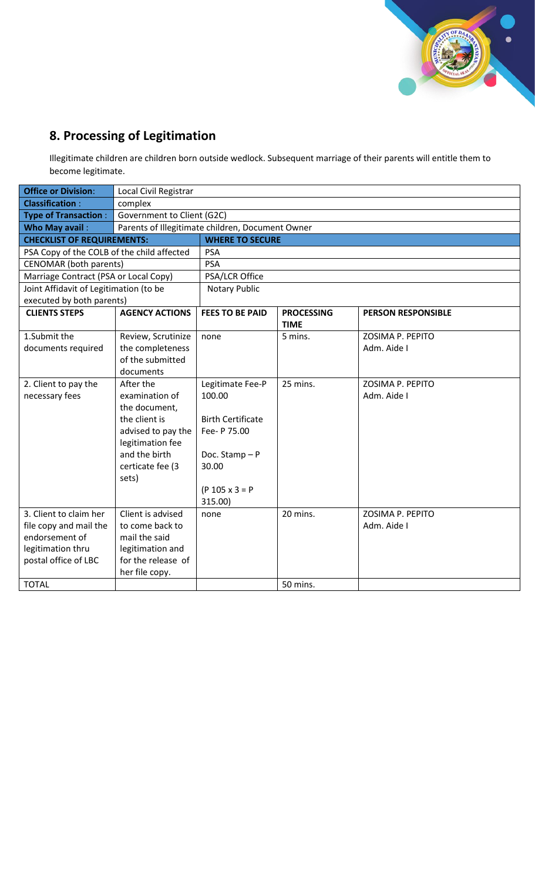## 8. Processing of Legitimation

Illegitimate children are children born outside wedlock. Subsequent marriage of their parents will entitle them to become legitimate.

| **Office or Division:** | Local Civil Registrar | | | |
|---|---|---|---|---|
| **Classification :** | complex | | | |
| **Type of Transaction :** | Government to Client (G2C) | | | |
| **Who May avail :** | Parents of Illegitimate children, Document Owner | | | |
| **CHECKLIST OF REQUIREMENTS:** | | **WHERE TO SECURE** | | |
| PSA Copy of the COLB of the child affected | | PSA | | |
| CENOMAR (both parents) | | PSA | | |
| Marriage Contract (PSA or Local Copy) | | PSA/LCR Office | | |
| Joint Affidavit of Legitimation (to be executed by both parents) | | Notary Public | | |
| **CLIENTS STEPS** | **AGENCY ACTIONS** | **FEES TO BE PAID** | **PROCESSING TIME** | **PERSON RESPONSIBLE** |
| 1.Submit the documents required | Review, Scrutinize the completeness of the submitted documents | none | 5 mins. | ZOSIMA P. PEPITO<br>Adm. Aide I |
| 2. Client to pay the necessary fees | After the examination of the document, the client is advised to pay the legitimation fee and the birth certicate fee (3 sets) | Legitimate Fee-P 100.00<br><br>Birth Certificate Fee- P 75.00<br><br>Doc. Stamp – P 30.00<br><br>(P 105 x 3 = P 315.00) | 25 mins. | ZOSIMA P. PEPITO<br>Adm. Aide I |
| 3. Client to claim her file copy and mail the endorsement of legitimation thru postal office of LBC | Client is advised to come back to mail the said legitimation and for the release of her file copy. | none | 20 mins. | ZOSIMA P. PEPITO<br>Adm. Aide I |
| TOTAL | | | 50 mins. | |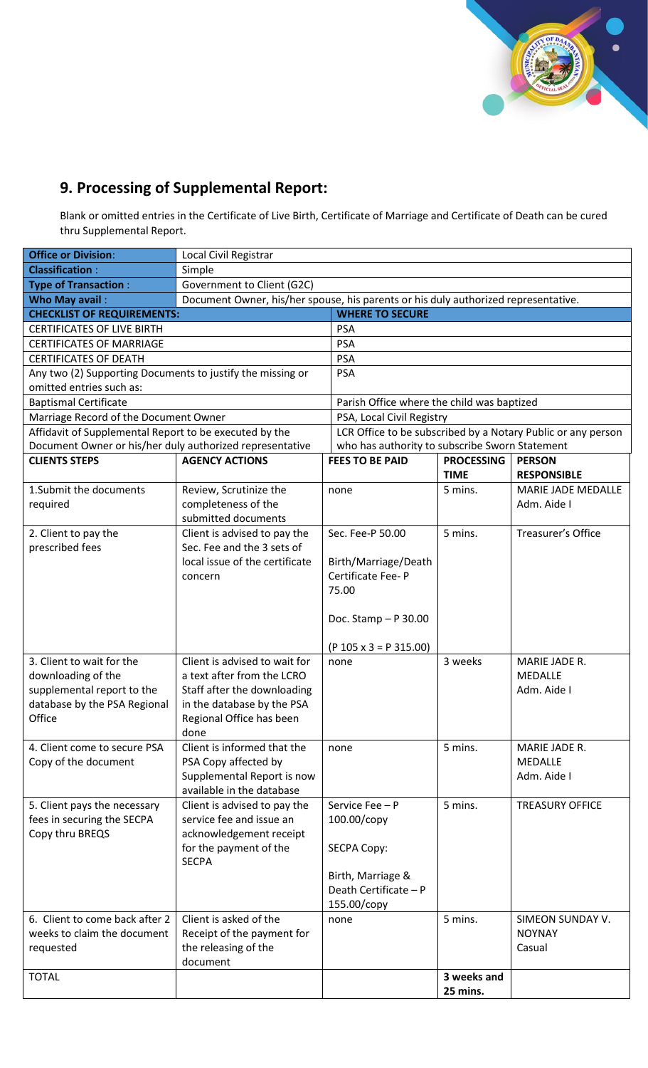## 9. Processing of Supplemental Report:

Blank or omitted entries in the Certificate of Live Birth, Certificate of Marriage and Certificate of Death can be cured thru Supplemental Report.

| **Office or Division**: | Local Civil Registrar | | | |
|---|---|---|---|---|
| **Classification** : | Simple | | | |
| **Type of Transaction** : | Government to Client (G2C) | | | |
| **Who May avail** : | Document Owner, his/her spouse, his parents or his duly authorized representative. | | | |
| **CHECKLIST OF REQUIREMENTS:** | | **WHERE TO SECURE** | | |
| CERTIFICATES OF LIVE BIRTH | | PSA | | |
| CERTIFICATES OF MARRIAGE | | PSA | | |
| CERTIFICATES OF DEATH | | PSA | | |
| Any two (2) Supporting Documents to justify the missing or omitted entries such as: | | PSA | | |
| Baptismal Certificate | | Parish Office where the child was baptized | | |
| Marriage Record of the Document Owner | | PSA, Local Civil Registry | | |
| Affidavit of Supplemental Report to be executed by the Document Owner or his/her duly authorized representative | | LCR Office to be subscribed by a Notary Public or any person who has authority to subscribe Sworn Statement | | |
| **CLIENTS STEPS** | **AGENCY ACTIONS** | **FEES TO BE PAID** | **PROCESSING TIME** | **PERSON RESPONSIBLE** |
| 1.Submit the documents required | Review, Scrutinize the completeness of the submitted documents | none | 5 mins. | MARIE JADE MEDALLE Adm. Aide I |
| 2. Client to pay the prescribed fees | Client is advised to pay the Sec. Fee and the 3 sets of local issue of the certificate concern | Sec. Fee-P 50.00<br><br>Birth/Marriage/Death Certificate Fee- P 75.00<br><br>Doc. Stamp – P 30.00<br><br>(P 105 x 3 = P 315.00) | 5 mins. | Treasurer's Office |
| 3. Client to wait for the downloading of the supplemental report to the database by the PSA Regional Office | Client is advised to wait for a text after from the LCRO Staff after the downloading in the database by the PSA Regional Office has been done | none | 3 weeks | MARIE JADE R. MEDALLE Adm. Aide I |
| 4. Client come to secure PSA Copy of the document | Client is informed that the PSA Copy affected by Supplemental Report is now available in the database | none | 5 mins. | MARIE JADE R. MEDALLE Adm. Aide I |
| 5. Client pays the necessary fees in securing the SECPA Copy thru BREQS | Client is advised to pay the service fee and issue an acknowledgement receipt for the payment of the SECPA | Service Fee – P 100.00/copy<br><br>SECPA Copy:<br><br>Birth, Marriage & Death Certificate – P 155.00/copy | 5 mins. | TREASURY OFFICE |
| 6. Client to come back after 2 weeks to claim the document requested | Client is asked of the Receipt of the payment for the releasing of the document | none | 5 mins. | SIMEON SUNDAY V. NOYNAY Casual |
| TOTAL | | | **3 weeks and 25 mins.** | |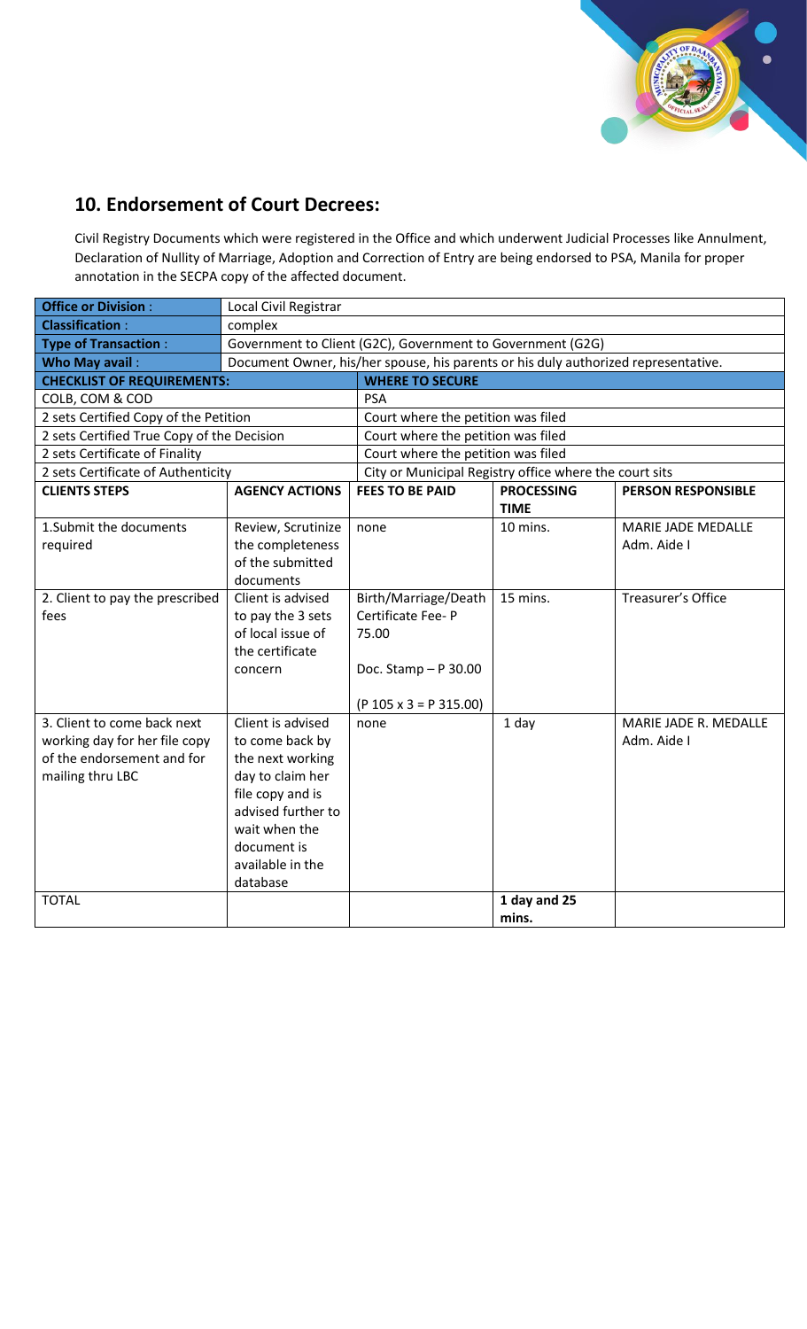## 10. Endorsement of Court Decrees:

Civil Registry Documents which were registered in the Office and which underwent Judicial Processes like Annulment, Declaration of Nullity of Marriage, Adoption and Correction of Entry are being endorsed to PSA, Manila for proper annotation in the SECPA copy of the affected document.

| **Office or Division**: | Local Civil Registrar | | | |
|---|---|---|---|---|
| **Classification**: | complex | | | |
| **Type of Transaction**: | Government to Client (G2C), Government to Government (G2G) | | | |
| **Who May avail**: | Document Owner, his/her spouse, his parents or his duly authorized representative. | | | |
| **CHECKLIST OF REQUIREMENTS:** | | **WHERE TO SECURE** | | |
| COLB, COM & COD | | PSA | | |
| 2 sets Certified Copy of the Petition | | Court where the petition was filed | | |
| 2 sets Certified True Copy of the Decision | | Court where the petition was filed | | |
| 2 sets Certificate of Finality | | Court where the petition was filed | | |
| 2 sets Certificate of Authenticity | | City or Municipal Registry office where the court sits | | |
| **CLIENTS STEPS** | **AGENCY ACTIONS** | **FEES TO BE PAID** | **PROCESSING TIME** | **PERSON RESPONSIBLE** |
| 1.Submit the documents required | Review, Scrutinize the completeness of the submitted documents | none | 10 mins. | MARIE JADE MEDALLE Adm. Aide I |
| 2. Client to pay the prescribed fees | Client is advised to pay the 3 sets of local issue of the certificate concern | Birth/Marriage/Death Certificate Fee- P 75.00<br><br>Doc. Stamp – P 30.00<br><br>(P 105 x 3 = P 315.00) | 15 mins. | Treasurer's Office |
| 3. Client to come back next working day for her file copy of the endorsement and for mailing thru LBC | Client is advised to come back by the next working day to claim her file copy and is advised further to wait when the document is available in the database | none | 1 day | MARIE JADE R. MEDALLE Adm. Aide I |
| TOTAL | | | **1 day and 25 mins.** | |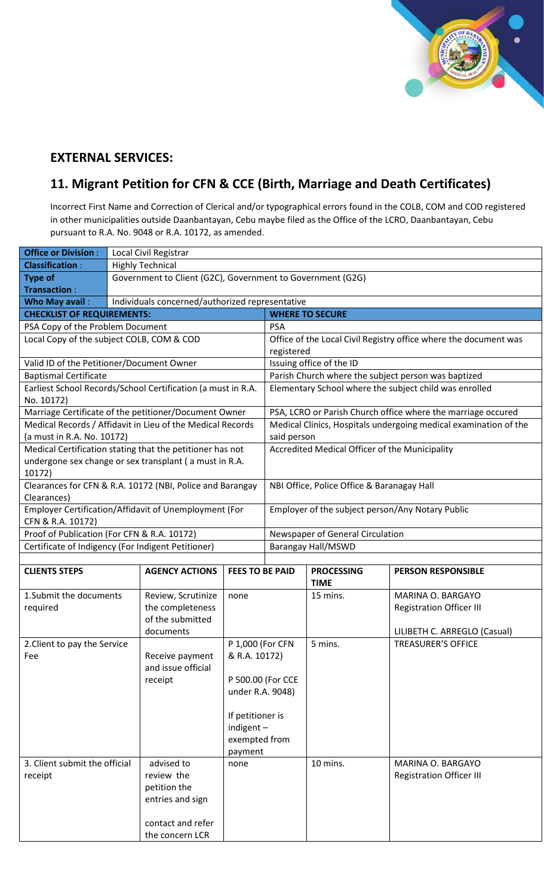## EXTERNAL SERVICES:

## 11. Migrant Petition for CFN & CCE (Birth, Marriage and Death Certificates)

Incorrect First Name and Correction of Clerical and/or typographical errors found in the COLB, COM and COD registered in other municipalities outside Daanbantayan, Cebu maybe filed as the Office of the LCRO, Daanbantayan, Cebu pursuant to R.A. No. 9048 or R.A. 10172, as amended.

| **Office or Division :** | Local Civil Registrar |
|---|---|
| **Classification :** | Highly Technical |
| **Type of Transaction :** | Government to Client (G2C), Government to Government (G2G) |
| **Who May avail :** | Individuals concerned/authorized representative |

| **CHECKLIST OF REQUIREMENTS:** | **WHERE TO SECURE** |
|---|---|
| PSA Copy of the Problem Document | PSA |
| Local Copy of the subject COLB, COM & COD | Office of the Local Civil Registry office where the document was registered |
| Valid ID of the Petitioner/Document Owner | Issuing office of the ID |
| Baptismal Certificate | Parish Church where the subject person was baptized |
| Earliest School Records/School Certification (a must in R.A. No. 10172) | Elementary School where the subject child was enrolled |
| Marriage Certificate of the petitioner/Document Owner | PSA, LCRO or Parish Church office where the marriage occured |
| Medical Records / Affidavit in Lieu of the Medical Records (a must in R.A. No. 10172) | Medical Clinics, Hospitals undergoing medical examination of the said person |
| Medical Certification stating that the petitioner has not undergone sex change or sex transplant ( a must in R.A. 10172) | Accredited Medical Officer of the Municipality |
| Clearances for CFN & R.A. 10172 (NBI, Police and Barangay Clearances) | NBI Office, Police Office & Baranagay Hall |
| Employer Certification/Affidavit of Unemployment (For CFN & R.A. 10172) | Employer of the subject person/Any Notary Public |
| Proof of Publication (For CFN & R.A. 10172) | Newspaper of General Circulation |
| Certificate of Indigency (For Indigent Petitioner) | Barangay Hall/MSWD |

| **CLIENTS STEPS** | **AGENCY ACTIONS** | **FEES TO BE PAID** | **PROCESSING TIME** | **PERSON RESPONSIBLE** |
|---|---|---|---|---|
| 1.Submit the documents required | Review, Scrutinize the completeness of the submitted documents | none | 15 mins. | MARINA O. BARGAYO<br>Registration Officer III<br><br>LILIBETH C. ARREGLO (Casual) |
| 2.Client to pay the Service Fee | Receive payment and issue official receipt | P 1,000 (For CFN & R.A. 10172)<br><br>P 500.00 (For CCE under R.A. 9048)<br><br>If petitioner is indigent – exempted from payment | 5 mins. | TREASURER'S OFFICE |
| 3. Client submit the official receipt | advised to review the petition the entries and sign<br><br>contact and refer the concern LCR | none | 10 mins. | MARINA O. BARGAYO<br>Registration Officer III |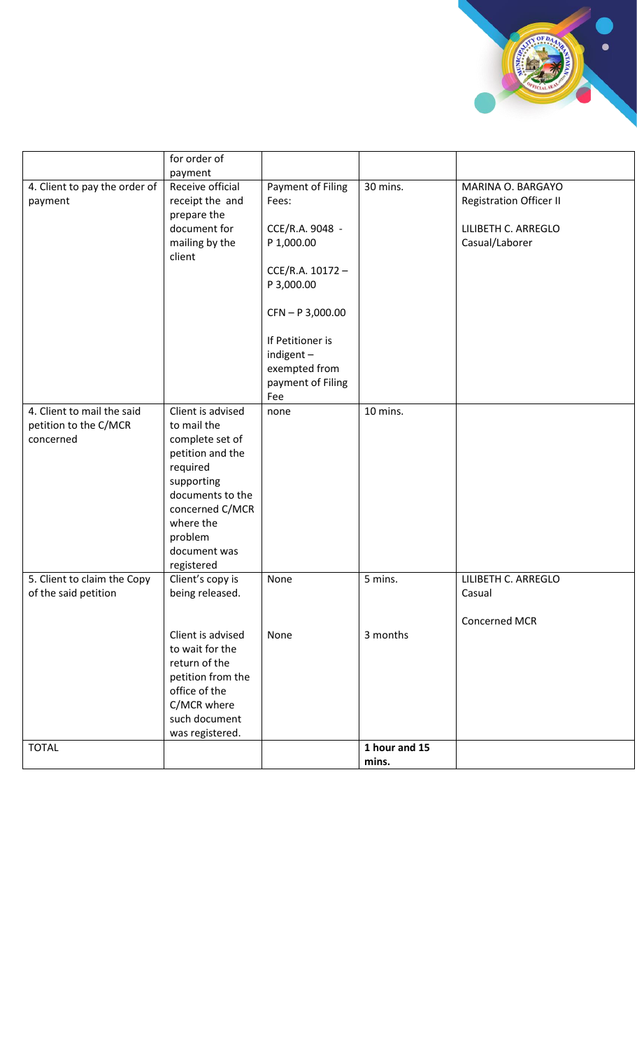| | for order of payment | | | |
|---|---|---|---|---|
| 4. Client to pay the order of payment | Receive official receipt the and prepare the document for mailing by the client | Payment of Filing Fees:<br><br>CCE/R.A. 9048 - P 1,000.00<br><br>CCE/R.A. 10172 – P 3,000.00<br><br>CFN – P 3,000.00<br><br>If Petitioner is indigent – exempted from payment of Filing Fee | 30 mins. | MARINA O. BARGAYO<br>Registration Officer II<br><br>LILIBETH C. ARREGLO<br>Casual/Laborer |
| 4. Client to mail the said petition to the C/MCR concerned | Client is advised to mail the complete set of petition and the required supporting documents to the concerned C/MCR where the problem document was registered | none | 10 mins. | |
| 5. Client to claim the Copy of the said petition | Client's copy is being released. | None | 5 mins. | LILIBETH C. ARREGLO<br>Casual<br><br>Concerned MCR |
| | Client is advised to wait for the return of the petition from the office of the C/MCR where such document was registered. | None | 3 months | |
| TOTAL | | | **1 hour and 15 mins.** | |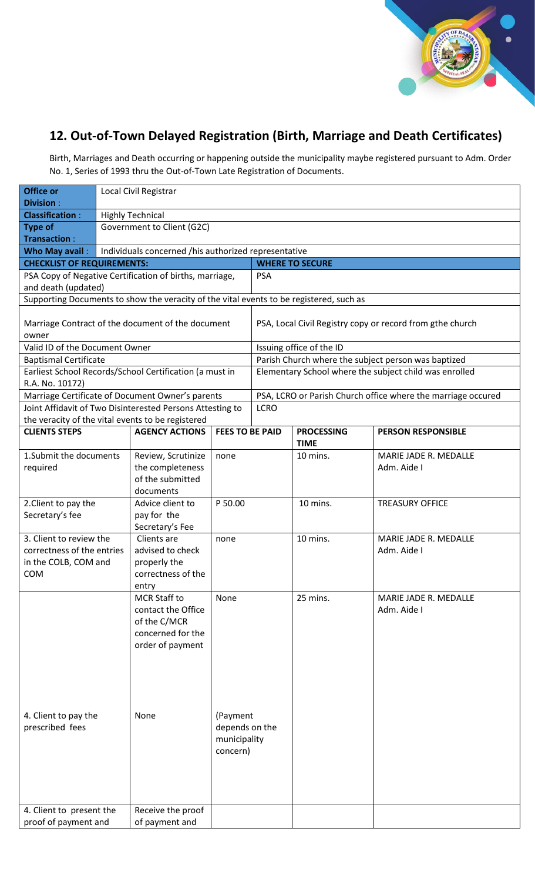## 12. Out-of-Town Delayed Registration (Birth, Marriage and Death Certificates)

Birth, Marriages and Death occurring or happening outside the municipality maybe registered pursuant to Adm. Order No. 1, Series of 1993 thru the Out-of-Town Late Registration of Documents.

| **Office or Division :** | Local Civil Registrar |
|---|---|
| **Classification :** | Highly Technical |
| **Type of Transaction :** | Government to Client (G2C) |
| **Who May avail :** | Individuals concerned /his authorized representative |

| **CHECKLIST OF REQUIREMENTS:** | **WHERE TO SECURE** |
|---|---|
| PSA Copy of Negative Certification of births, marriage, and death (updated) | PSA |
| Supporting Documents to show the veracity of the vital events to be registered, such as | |
| Marriage Contract of the document of the document owner | PSA, Local Civil Registry copy or record from gthe church |
| Valid ID of the Document Owner | Issuing office of the ID |
| Baptismal Certificate | Parish Church where the subject person was baptized |
| Earliest School Records/School Certification (a must in R.A. No. 10172) | Elementary School where the subject child was enrolled |
| Marriage Certificate of Document Owner's parents | PSA, LCRO or Parish Church office where the marriage occured |
| Joint Affidavit of Two Disinterested Persons Attesting to the veracity of the vital events to be registered | LCRO |

| **CLIENTS STEPS** | **AGENCY ACTIONS** | **FEES TO BE PAID** | **PROCESSING TIME** | **PERSON RESPONSIBLE** |
|---|---|---|---|---|
| 1.Submit the documents required | Review, Scrutinize the completeness of the submitted documents | none | 10 mins. | MARIE JADE R. MEDALLE<br>Adm. Aide I |
| 2.Client to pay the Secretary's fee | Advice client to pay for the Secretary's Fee | P 50.00 | 10 mins. | TREASURY OFFICE |
| 3. Client to review the correctness of the entries in the COLB, COM and COM | Clients are advised to check properly the correctness of the entry | none | 10 mins. | MARIE JADE R. MEDALLE<br>Adm. Aide I |
| | MCR Staff to contact the Office of the C/MCR concerned for the order of payment | None | 25 mins. | MARIE JADE R. MEDALLE<br>Adm. Aide I |
| 4. Client to pay the prescribed fees | None | (Payment depends on the municipality concern) | | |
| 4. Client to present the proof of payment and | Receive the proof of payment and | | | |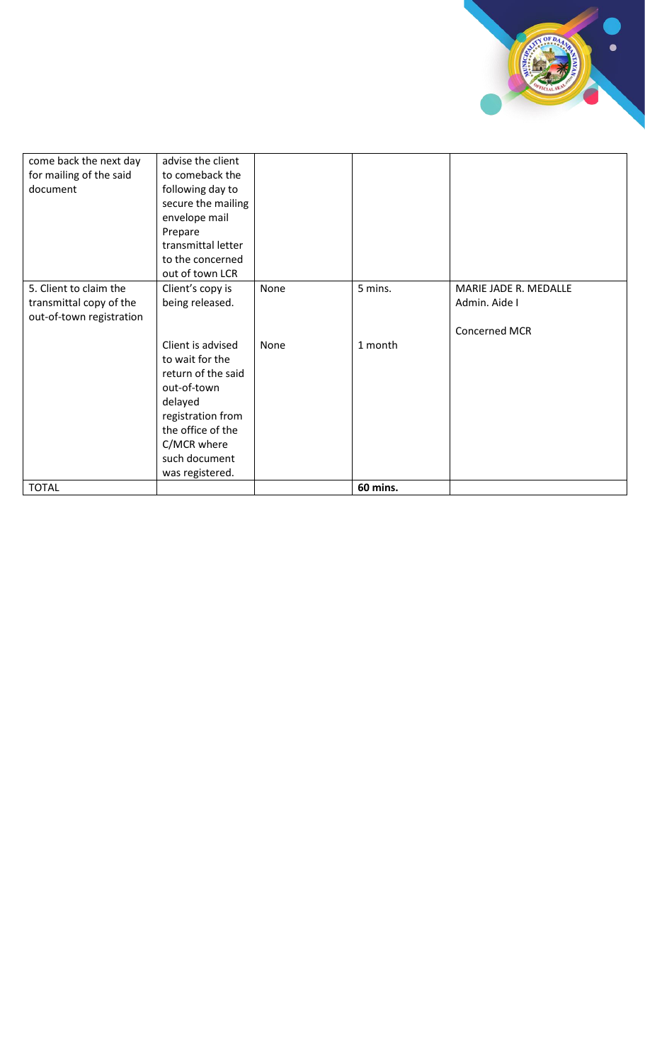| | | | | |
|---|---|---|---|---|
| come back the next day for mailing of the said document | advise the client to comeback the following day to secure the mailing envelope mail Prepare transmittal letter to the concerned out of town LCR | | | |
| 5. Client to claim the transmittal copy of the out-of-town registration | Client's copy is being released. | None | 5 mins. | MARIE JADE R. MEDALLE Admin. Aide I |
| | Client is advised to wait for the return of the said out-of-town delayed registration from the office of the C/MCR where such document was registered. | None | 1 month | Concerned MCR |
| TOTAL | | | **60 mins.** | |